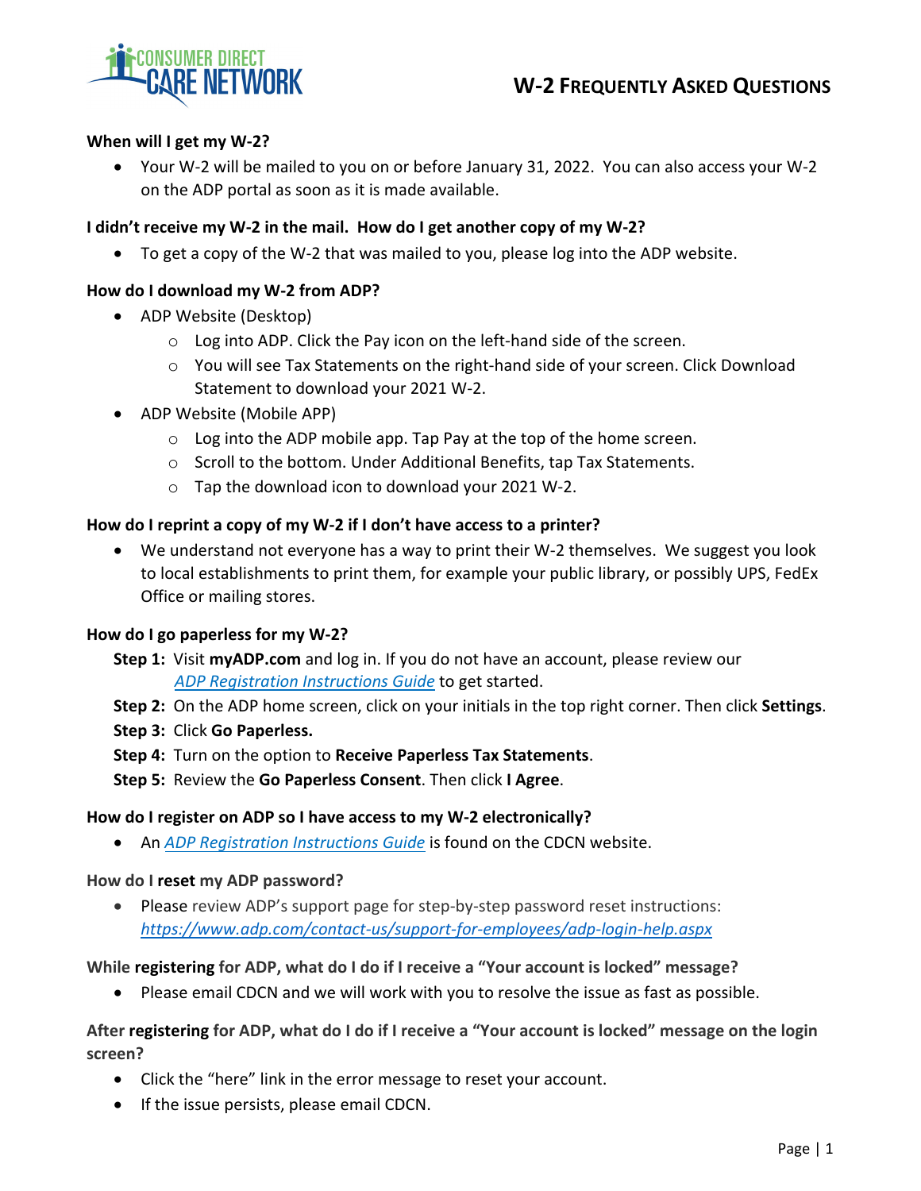# W-2 Frequently Asked Questions

**When will I get my W-2?**

- Your W-2 will be mailed to you on or before January 31, 2022. You can also access your W-2 on the ADP portal as soon as it is made available.

**I didn't receive my W-2 in the mail. How do I get another copy of my W-2?**

- To get a copy of the W-2 that was mailed to you, please log into the ADP website.

**How do I download my W-2 from ADP?**

- ADP Website (Desktop)
  - Log into ADP. Click the Pay icon on the left-hand side of the screen.
  - You will see Tax Statements on the right-hand side of your screen. Click Download Statement to download your 2021 W-2.
- ADP Website (Mobile APP)
  - Log into the ADP mobile app. Tap Pay at the top of the home screen.
  - Scroll to the bottom. Under Additional Benefits, tap Tax Statements.
  - Tap the download icon to download your 2021 W-2.

**How do I reprint a copy of my W-2 if I don't have access to a printer?**

- We understand not everyone has a way to print their W-2 themselves. We suggest you look to local establishments to print them, for example your public library, or possibly UPS, FedEx Office or mailing stores.

**How do I go paperless for my W-2?**

**Step 1:** Visit **myADP.com** and log in. If you do not have an account, please review our *ADP Registration Instructions Guide* to get started.

**Step 2:** On the ADP home screen, click on your initials in the top right corner. Then click **Settings**.

**Step 3:** Click **Go Paperless.**

**Step 4:** Turn on the option to **Receive Paperless Tax Statements**.

**Step 5:** Review the **Go Paperless Consent**. Then click **I Agree**.

**How do I register on ADP so I have access to my W-2 electronically?**

- An *ADP Registration Instructions Guide* is found on the CDCN website.

**How do I reset my ADP password?**

- Please review ADP's support page for step-by-step password reset instructions: *https://www.adp.com/contact-us/support-for-employees/adp-login-help.aspx*

**While registering for ADP, what do I do if I receive a "Your account is locked" message?**

- Please email CDCN and we will work with you to resolve the issue as fast as possible.

**After registering for ADP, what do I do if I receive a "Your account is locked" message on the login screen?**

- Click the "here" link in the error message to reset your account.
- If the issue persists, please email CDCN.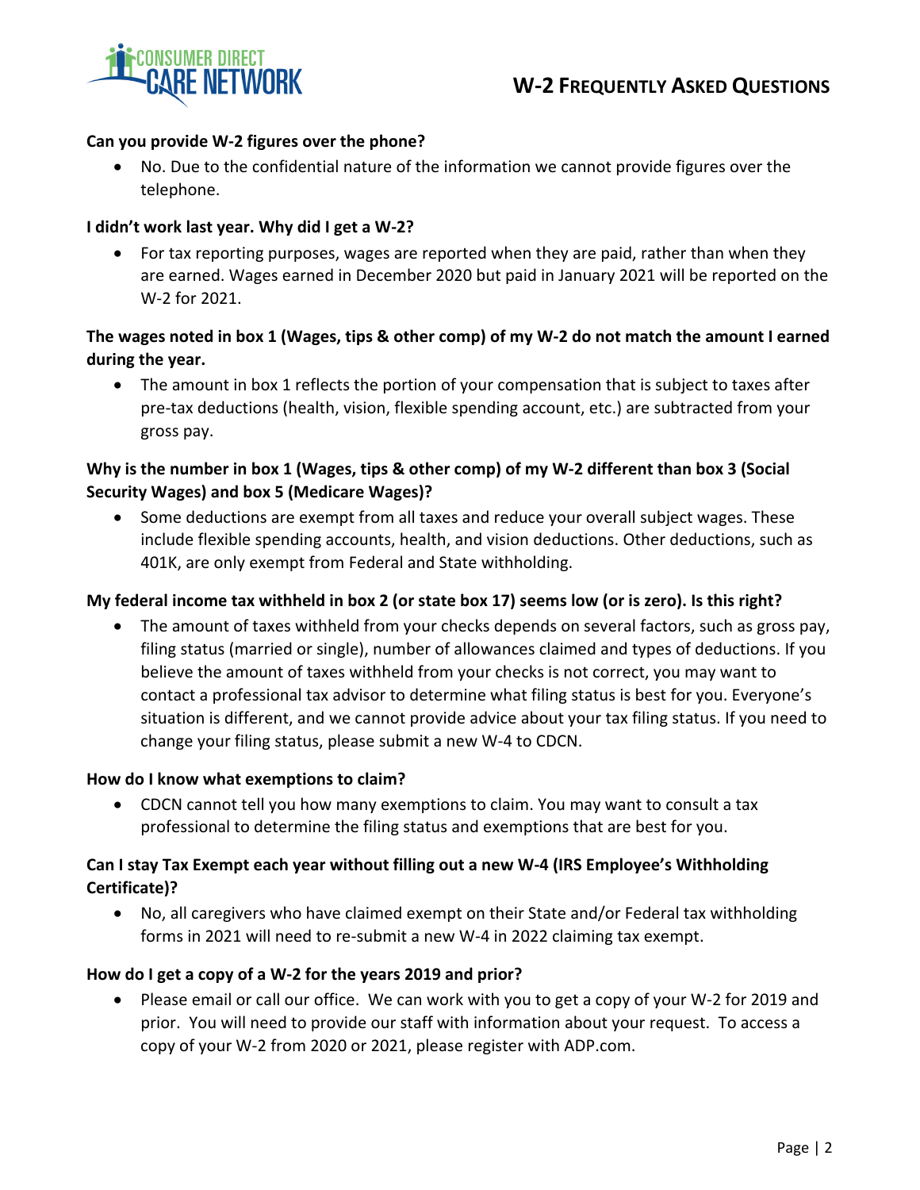**Can you provide W-2 figures over the phone?**

- No. Due to the confidential nature of the information we cannot provide figures over the telephone.

**I didn't work last year. Why did I get a W-2?**

- For tax reporting purposes, wages are reported when they are paid, rather than when they are earned. Wages earned in December 2020 but paid in January 2021 will be reported on the W-2 for 2021.

**The wages noted in box 1 (Wages, tips & other comp) of my W-2 do not match the amount I earned during the year.**

- The amount in box 1 reflects the portion of your compensation that is subject to taxes after pre-tax deductions (health, vision, flexible spending account, etc.) are subtracted from your gross pay.

**Why is the number in box 1 (Wages, tips & other comp) of my W-2 different than box 3 (Social Security Wages) and box 5 (Medicare Wages)?**

- Some deductions are exempt from all taxes and reduce your overall subject wages. These include flexible spending accounts, health, and vision deductions. Other deductions, such as 401K, are only exempt from Federal and State withholding.

**My federal income tax withheld in box 2 (or state box 17) seems low (or is zero). Is this right?**

- The amount of taxes withheld from your checks depends on several factors, such as gross pay, filing status (married or single), number of allowances claimed and types of deductions. If you believe the amount of taxes withheld from your checks is not correct, you may want to contact a professional tax advisor to determine what filing status is best for you. Everyone's situation is different, and we cannot provide advice about your tax filing status. If you need to change your filing status, please submit a new W-4 to CDCN.

**How do I know what exemptions to claim?**

- CDCN cannot tell you how many exemptions to claim. You may want to consult a tax professional to determine the filing status and exemptions that are best for you.

**Can I stay Tax Exempt each year without filling out a new W-4 (IRS Employee's Withholding Certificate)?**

- No, all caregivers who have claimed exempt on their State and/or Federal tax withholding forms in 2021 will need to re-submit a new W-4 in 2022 claiming tax exempt.

**How do I get a copy of a W-2 for the years 2019 and prior?**

- Please email or call our office. We can work with you to get a copy of your W-2 for 2019 and prior. You will need to provide our staff with information about your request. To access a copy of your W-2 from 2020 or 2021, please register with ADP.com.